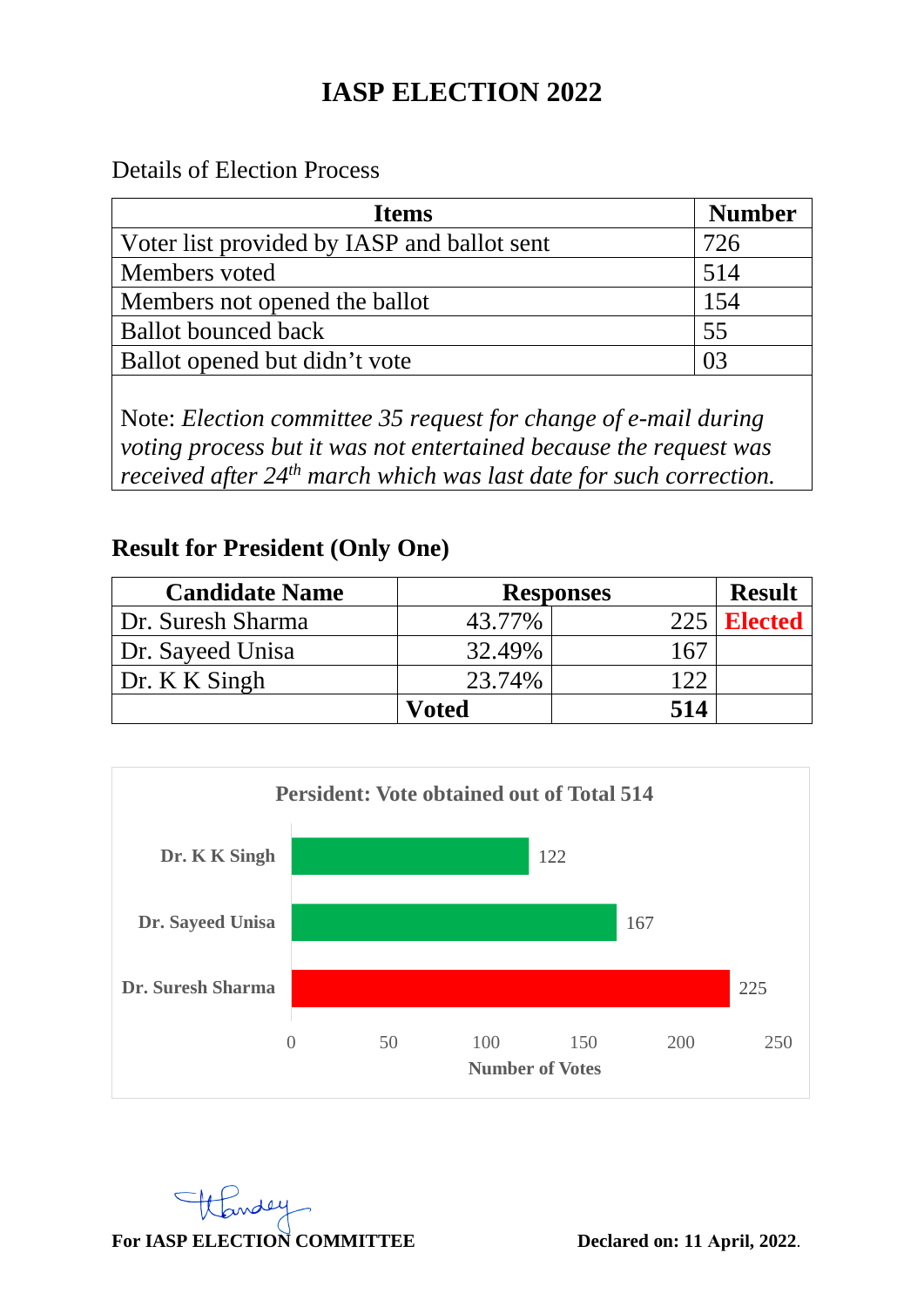# IASP ELECTION 2022

Details of Election Process

| Items | Number |
|---|---|
| Voter list provided by IASP and ballot sent | 726 |
| Members voted | 514 |
| Members not opened the ballot | 154 |
| Ballot bounced back | 55 |
| Ballot opened but didn't vote | 03 |

Note: *Election committee 35 request for change of e-mail during voting process but it was not entertained because the request was received after 24th march which was last date for such correction.*

### Result for President (Only One)

| Candidate Name | Responses | | Result |
|---|---|---|---|
| Dr. Suresh Sharma | 43.77% | 225 | **Elected** |
| Dr. Sayeed Unisa | 32.49% | 167 | |
| Dr. K K Singh | 23.74% | 122 | |
| | **Voted** | **514** | |

**Persident: Vote obtained out of Total 514**

| Candidate | Number of Votes |
|---|---|
| Dr. K K Singh | 122 |
| Dr. Sayeed Unisa | 167 |
| Dr. Suresh Sharma | 225 |

**For IASP ELECTION COMMITTEE**

**Declared on: 11 April, 2022**.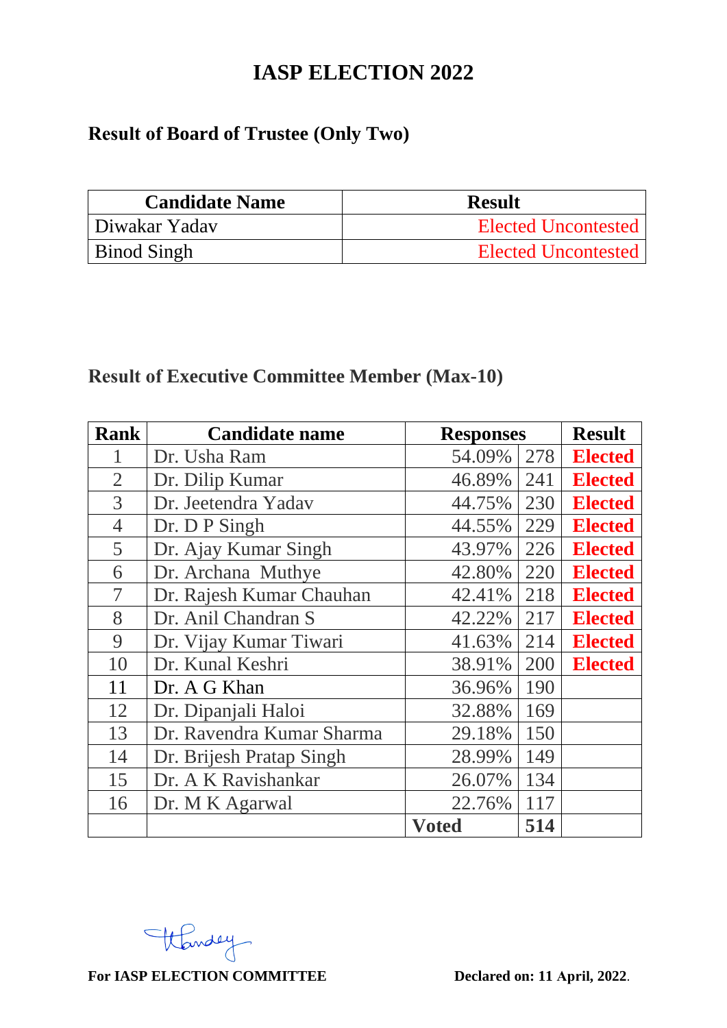# IASP ELECTION 2022

## Result of Board of Trustee (Only Two)

| Candidate Name | Result |
|---|---|
| Diwakar Yadav | Elected Uncontested |
| Binod Singh | Elected Uncontested |

## Result of Executive Committee Member (Max-10)

| Rank | Candidate name | Responses | | Result |
|---|---|---|---|---|
| 1 | Dr. Usha Ram | 54.09% | 278 | **Elected** |
| 2 | Dr. Dilip Kumar | 46.89% | 241 | **Elected** |
| 3 | Dr. Jeetendra Yadav | 44.75% | 230 | **Elected** |
| 4 | Dr. D P Singh | 44.55% | 229 | **Elected** |
| 5 | Dr. Ajay Kumar Singh | 43.97% | 226 | **Elected** |
| 6 | Dr. Archana Muthye | 42.80% | 220 | **Elected** |
| 7 | Dr. Rajesh Kumar Chauhan | 42.41% | 218 | **Elected** |
| 8 | Dr. Anil Chandran S | 42.22% | 217 | **Elected** |
| 9 | Dr. Vijay Kumar Tiwari | 41.63% | 214 | **Elected** |
| 10 | Dr. Kunal Keshri | 38.91% | 200 | **Elected** |
| 11 | Dr. A G Khan | 36.96% | 190 | |
| 12 | Dr. Dipanjali Haloi | 32.88% | 169 | |
| 13 | Dr. Ravendra Kumar Sharma | 29.18% | 150 | |
| 14 | Dr. Brijesh Pratap Singh | 28.99% | 149 | |
| 15 | Dr. A K Ravishankar | 26.07% | 134 | |
| 16 | Dr. M K Agarwal | 22.76% | 117 | |
| | | **Voted** | **514** | |

**For IASP ELECTION COMMITTEE**

**Declared on: 11 April, 2022**.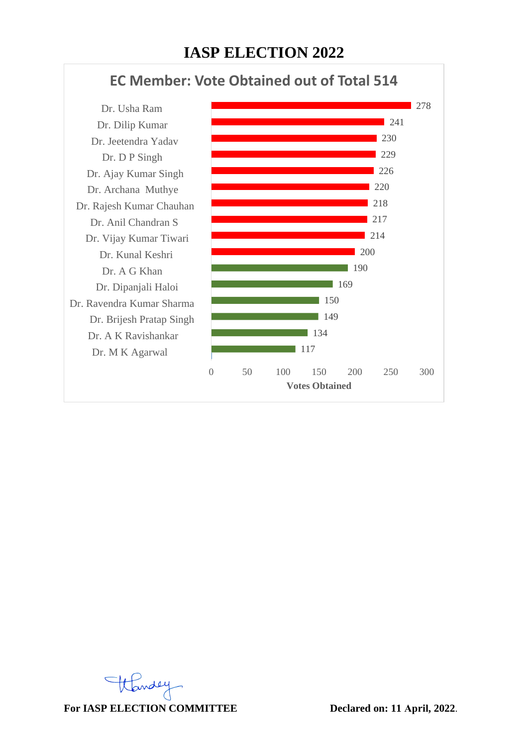# IASP ELECTION 2022

EC Member: Vote Obtained out of Total 514

Dr. Usha Ram 278
Dr. Dilip Kumar 241
Dr. Jeetendra Yadav 230
Dr. D P Singh 229
Dr. Ajay Kumar Singh 226
Dr. Archana Muthye 220
Dr. Rajesh Kumar Chauhan 218
Dr. Anil Chandran S 217
Dr. Vijay Kumar Tiwari 214
Dr. Kunal Keshri 200
Dr. A G Khan 190
Dr. Dipanjali Haloi 169
Dr. Ravendra Kumar Sharma 150
Dr. Brijesh Pratap Singh 149
Dr. A K Ravishankar 134
Dr. M K Agarwal 117

0 50 100 150 200 250 300

Votes Obtained

**For IASP ELECTION COMMITTEE**

**Declared on: 11 April, 2022**.